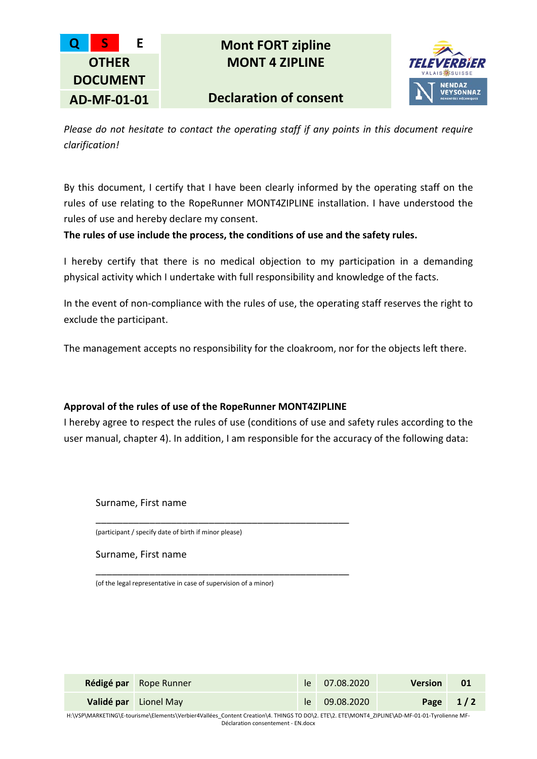| Q S E | Mont FORT zipline |
| --- | --- |
| OTHER DOCUMENT | MONT 4 ZIPLINE |
| AD-MF-01-01 | Declaration of consent |

*Please do not hesitate to contact the operating staff if any points in this document require clarification!*

By this document, I certify that I have been clearly informed by the operating staff on the rules of use relating to the RopeRunner MONT4ZIPLINE installation. I have understood the rules of use and hereby declare my consent.

**The rules of use include the process, the conditions of use and the safety rules.**

I hereby certify that there is no medical objection to my participation in a demanding physical activity which I undertake with full responsibility and knowledge of the facts.

In the event of non-compliance with the rules of use, the operating staff reserves the right to exclude the participant.

The management accepts no responsibility for the cloakroom, nor for the objects left there.

**Approval of the rules of use of the RopeRunner MONT4ZIPLINE**

I hereby agree to respect the rules of use (conditions of use and safety rules according to the user manual, chapter 4). In addition, I am responsible for the accuracy of the following data:

Surname, First name

\_\_\_\_\_\_\_\_\_\_\_\_\_\_\_\_\_\_\_\_\_\_\_\_\_\_\_\_\_\_\_\_\_\_\_\_\_\_\_\_\_\_\_\_\_\_\_\_\_\_

(participant / specify date of birth if minor please)

Surname, First name

\_\_\_\_\_\_\_\_\_\_\_\_\_\_\_\_\_\_\_\_\_\_\_\_\_\_\_\_\_\_\_\_\_\_\_\_\_\_\_\_\_\_\_\_\_\_\_\_\_\_

(of the legal representative in case of supervision of a minor)

| **Rédigé par** | Rope Runner | le | 07.08.2020 | **Version** | **01** |
| --- | --- | --- | --- | --- | --- |
| **Validé par** | Lionel May | le | 09.08.2020 | **Page** | **1 / 2** |

H:\VSP\MARKETING\E-tourisme\Elements\Verbier4Vallées_Content Creation\4. THINGS TO DO\2. ETE\2. ETE\MONT4_ZIPLINE\AD-MF-01-01-Tyrolienne MF-Déclaration consentement - EN.docx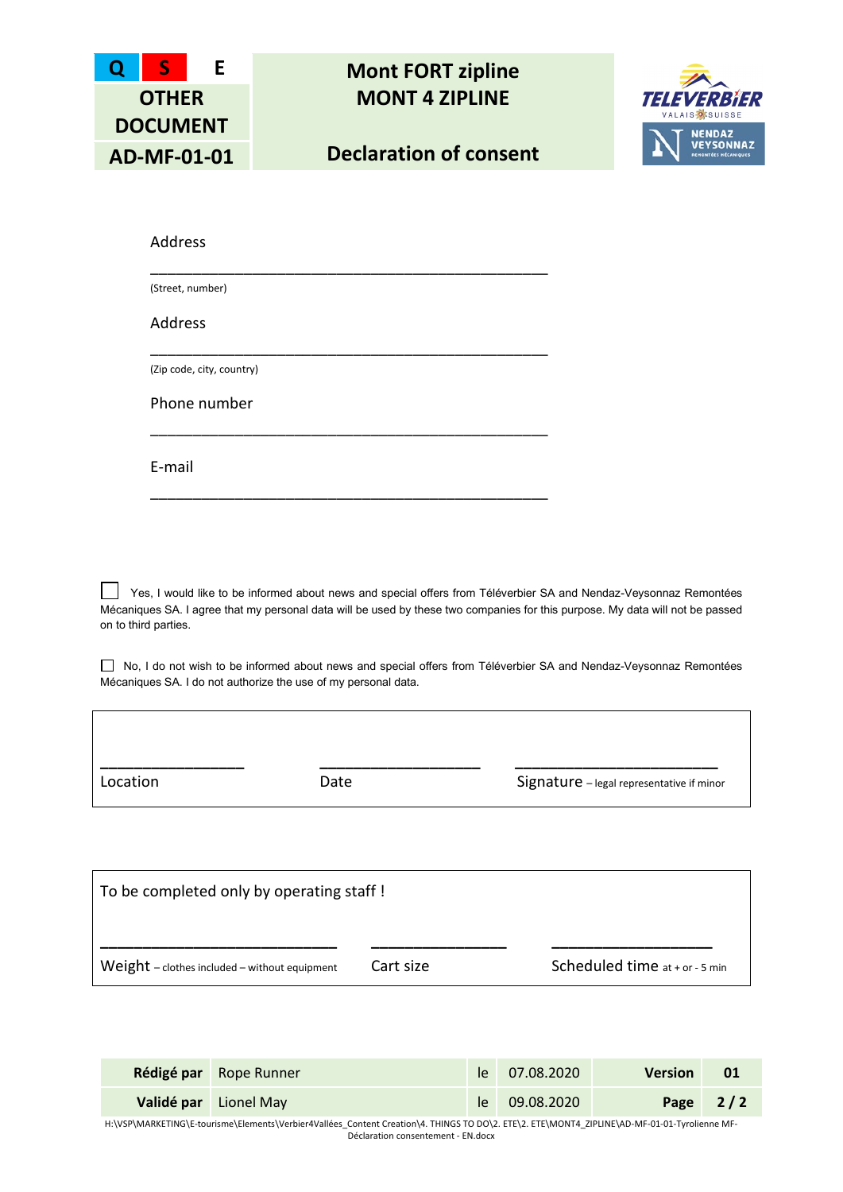| Q | S | E | Mont FORT zipline<br>MONT 4 ZIPLINE<br><br>Declaration of consent |
|---|---|---|---|
| OTHER DOCUMENT | | | |
| AD-MF-01-01 | | | |

Address

\_\_\_\_\_\_\_\_\_\_\_\_\_\_\_\_\_\_\_\_\_\_\_\_\_\_\_\_\_\_\_\_\_\_\_\_\_\_\_\_\_\_\_\_\_\_

(Street, number)

Address

\_\_\_\_\_\_\_\_\_\_\_\_\_\_\_\_\_\_\_\_\_\_\_\_\_\_\_\_\_\_\_\_\_\_\_\_\_\_\_\_\_\_\_\_\_\_

(Zip code, city, country)

Phone number

\_\_\_\_\_\_\_\_\_\_\_\_\_\_\_\_\_\_\_\_\_\_\_\_\_\_\_\_\_\_\_\_\_\_\_\_\_\_\_\_\_\_\_\_\_\_

E-mail

\_\_\_\_\_\_\_\_\_\_\_\_\_\_\_\_\_\_\_\_\_\_\_\_\_\_\_\_\_\_\_\_\_\_\_\_\_\_\_\_\_\_\_\_\_\_

☐ Yes, I would like to be informed about news and special offers from Téléverbier SA and Nendaz-Veysonnaz Remontées Mécaniques SA. I agree that my personal data will be used by these two companies for this purpose. My data will not be passed on to third parties.

☐ No, I do not wish to be informed about news and special offers from Téléverbier SA and Nendaz-Veysonnaz Remontées Mécaniques SA. I do not authorize the use of my personal data.

| | | |
|---|---|---|
| \_\_\_\_\_\_\_\_\_\_\_\_\_\_\_\_<br>Location | \_\_\_\_\_\_\_\_\_\_\_\_\_\_\_\_\_\_<br>Date | \_\_\_\_\_\_\_\_\_\_\_\_\_\_\_\_\_\_\_\_\_\_\_<br>Signature – legal representative if minor |

| To be completed only by operating staff ! | | |
|---|---|---|
| \_\_\_\_\_\_\_\_\_\_\_\_\_\_\_\_\_\_\_\_\_\_\_\_\_<br>Weight – clothes included – without equipment | \_\_\_\_\_\_\_\_\_\_\_\_\_\_\_<br>Cart size | \_\_\_\_\_\_\_\_\_\_\_\_\_\_\_\_\_\_<br>Scheduled time at + or - 5 min |

| | | | | | |
|---|---|---|---|---|---|
| **Rédigé par** | Rope Runner | le | 07.08.2020 | **Version** | **01** |
| **Validé par** | Lionel May | le | 09.08.2020 | **Page** | **2 / 2** |

H:\VSP\MARKETING\E-tourisme\Elements\Verbier4Vallées_Content Creation\4. THINGS TO DO\2. ETE\2. ETE\MONT4_ZIPLINE\AD-MF-01-01-Tyrolienne MF-Déclaration consentement - EN.docx